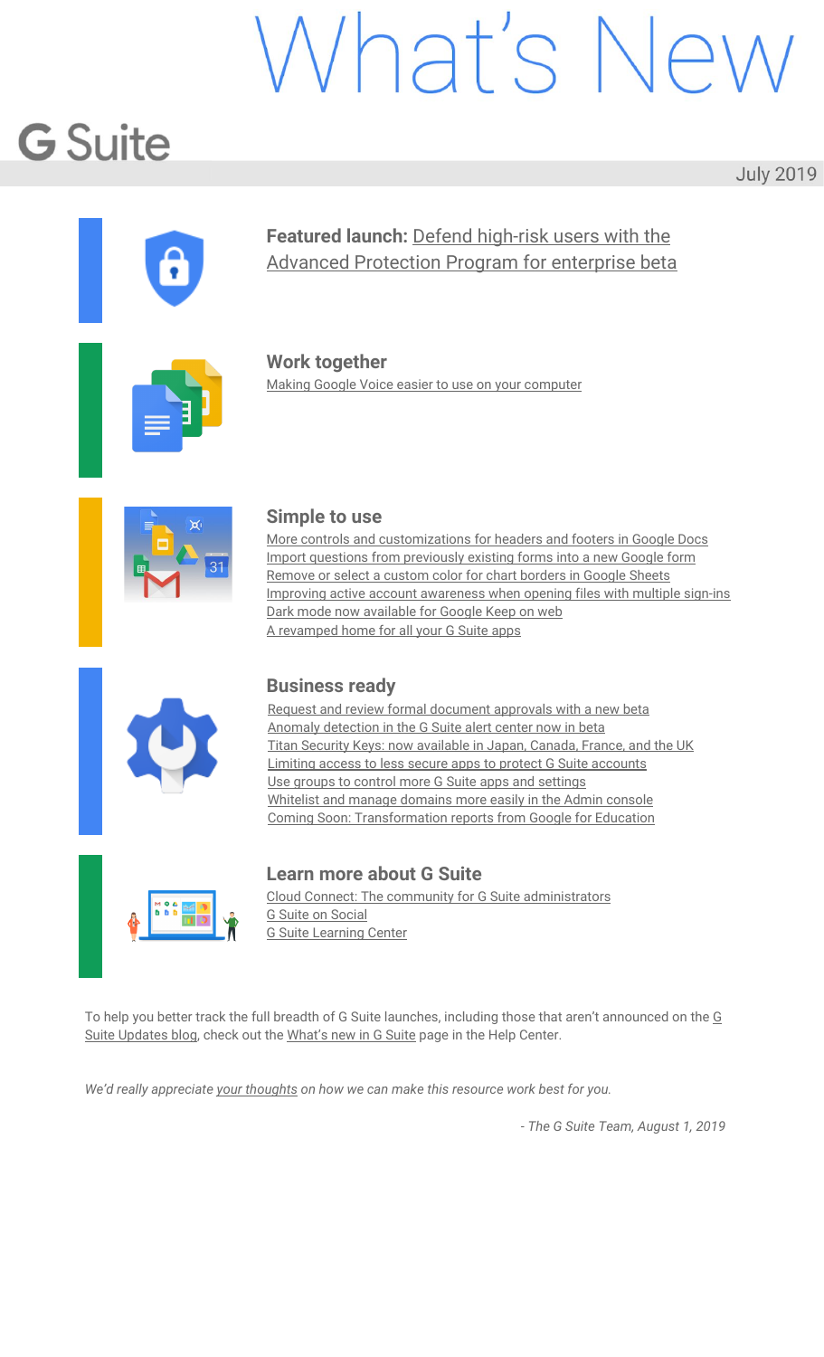# What's New

## G Suite

July 2019

**Featured launch:** Defend high-risk users with the Advanced Protection Program for enterprise beta

### Work together

Making Google Voice easier to use on your computer

### Simple to use

- More controls and customizations for headers and footers in Google Docs
- Import questions from previously existing forms into a new Google form
- Remove or select a custom color for chart borders in Google Sheets
- Improving active account awareness when opening files with multiple sign-ins
- Dark mode now available for Google Keep on web
- A revamped home for all your G Suite apps

### Business ready

- Request and review formal document approvals with a new beta
- Anomaly detection in the G Suite alert center now in beta
- Titan Security Keys: now available in Japan, Canada, France, and the UK
- Limiting access to less secure apps to protect G Suite accounts
- Use groups to control more G Suite apps and settings
- Whitelist and manage domains more easily in the Admin console
- Coming Soon: Transformation reports from Google for Education

### Learn more about G Suite

- Cloud Connect: The community for G Suite administrators
- G Suite on Social
- G Suite Learning Center

To help you better track the full breadth of G Suite launches, including those that aren't announced on the G Suite Updates blog, check out the What's new in G Suite page in the Help Center.

*We'd really appreciate your thoughts on how we can make this resource work best for you.*

*- The G Suite Team, August 1, 2019*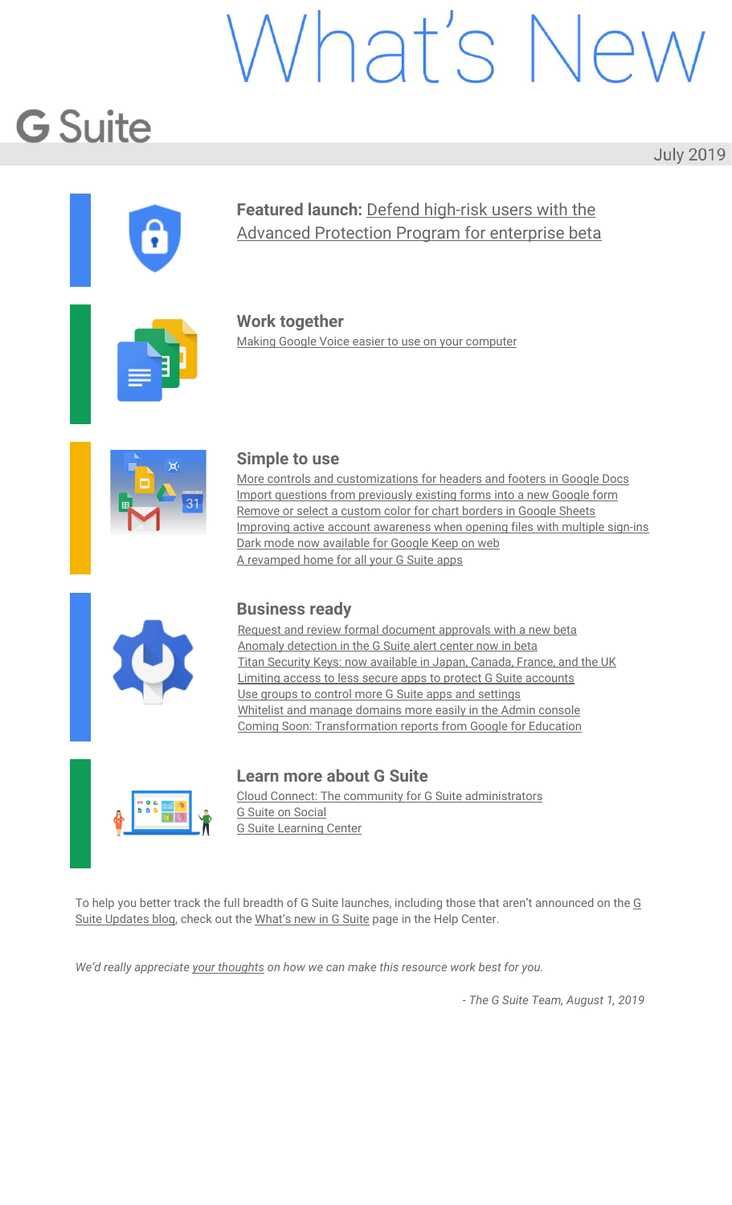# What's New

## G Suite

July 2019

**Featured launch:** Defend high-risk users with the Advanced Protection Program for enterprise beta

### Work together

Making Google Voice easier to use on your computer

### Simple to use

More controls and customizations for headers and footers in Google Docs
Import questions from previously existing forms into a new Google form
Remove or select a custom color for chart borders in Google Sheets
Improving active account awareness when opening files with multiple sign-ins
Dark mode now available for Google Keep on web
A revamped home for all your G Suite apps

### Business ready

Request and review formal document approvals with a new beta
Anomaly detection in the G Suite alert center now in beta
Titan Security Keys: now available in Japan, Canada, France, and the UK
Limiting access to less secure apps to protect G Suite accounts
Use groups to control more G Suite apps and settings
Whitelist and manage domains more easily in the Admin console
Coming Soon: Transformation reports from Google for Education

### Learn more about G Suite

Cloud Connect: The community for G Suite administrators
G Suite on Social
G Suite Learning Center

To help you better track the full breadth of G Suite launches, including those that aren't announced on the G Suite Updates blog, check out the What's new in G Suite page in the Help Center.

*We'd really appreciate your thoughts on how we can make this resource work best for you.*

*- The G Suite Team, August 1, 2019*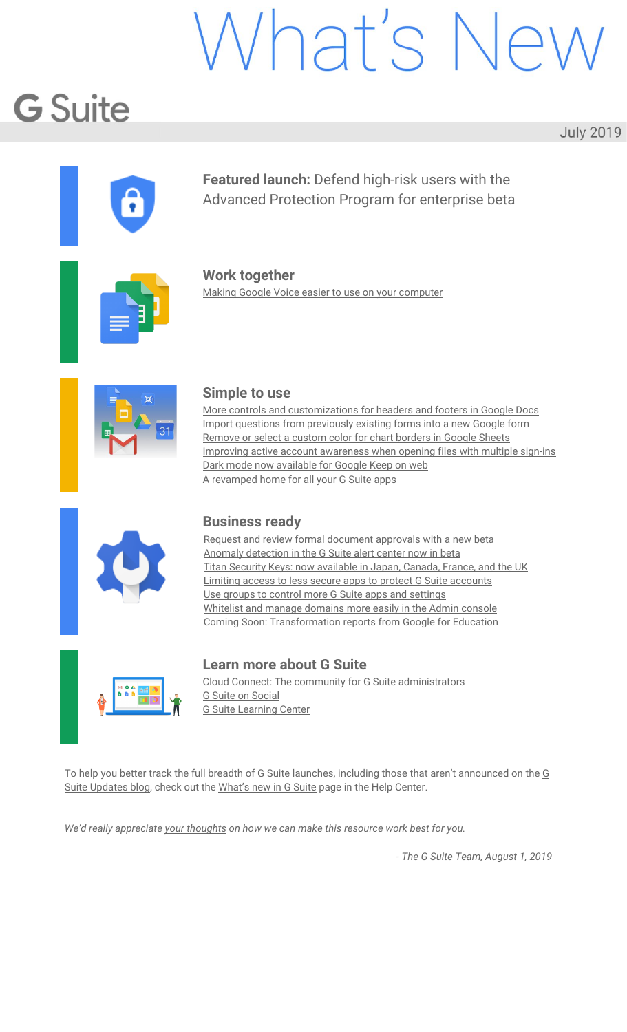# What's New

## G Suite

July 2019

**Featured launch:** Defend high-risk users with the Advanced Protection Program for enterprise beta

### Work together

- Making Google Voice easier to use on your computer

### Simple to use

- More controls and customizations for headers and footers in Google Docs
- Import questions from previously existing forms into a new Google form
- Remove or select a custom color for chart borders in Google Sheets
- Improving active account awareness when opening files with multiple sign-ins
- Dark mode now available for Google Keep on web
- A revamped home for all your G Suite apps

### Business ready

- Request and review formal document approvals with a new beta
- Anomaly detection in the G Suite alert center now in beta
- Titan Security Keys: now available in Japan, Canada, France, and the UK
- Limiting access to less secure apps to protect G Suite accounts
- Use groups to control more G Suite apps and settings
- Whitelist and manage domains more easily in the Admin console
- Coming Soon: Transformation reports from Google for Education

### Learn more about G Suite

- Cloud Connect: The community for G Suite administrators
- G Suite on Social
- G Suite Learning Center

To help you better track the full breadth of G Suite launches, including those that aren't announced on the G Suite Updates blog, check out the What's new in G Suite page in the Help Center.

*We'd really appreciate your thoughts on how we can make this resource work best for you.*

*- The G Suite Team, August 1, 2019*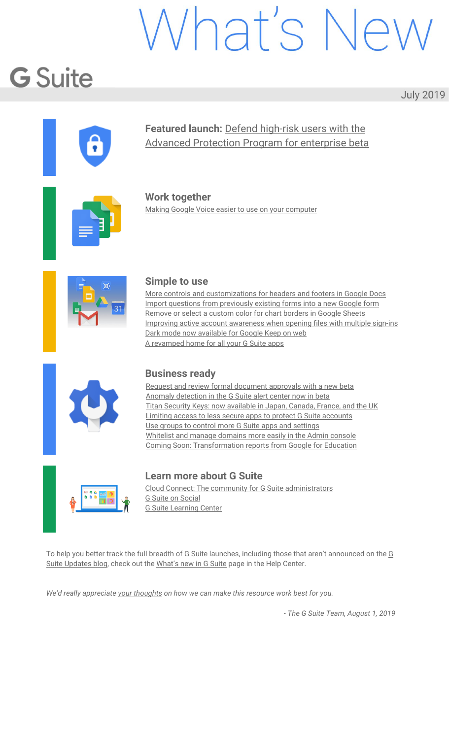# What's New

## G Suite

July 2019

**Featured launch:** Defend high-risk users with the Advanced Protection Program for enterprise beta

### Work together

Making Google Voice easier to use on your computer

### Simple to use

- More controls and customizations for headers and footers in Google Docs
- Import questions from previously existing forms into a new Google form
- Remove or select a custom color for chart borders in Google Sheets
- Improving active account awareness when opening files with multiple sign-ins
- Dark mode now available for Google Keep on web
- A revamped home for all your G Suite apps

### Business ready

- Request and review formal document approvals with a new beta
- Anomaly detection in the G Suite alert center now in beta
- Titan Security Keys: now available in Japan, Canada, France, and the UK
- Limiting access to less secure apps to protect G Suite accounts
- Use groups to control more G Suite apps and settings
- Whitelist and manage domains more easily in the Admin console
- Coming Soon: Transformation reports from Google for Education

### Learn more about G Suite

- Cloud Connect: The community for G Suite administrators
- G Suite on Social
- G Suite Learning Center

To help you better track the full breadth of G Suite launches, including those that aren't announced on the G Suite Updates blog, check out the What's new in G Suite page in the Help Center.

*We'd really appreciate your thoughts on how we can make this resource work best for you.*

*- The G Suite Team, August 1, 2019*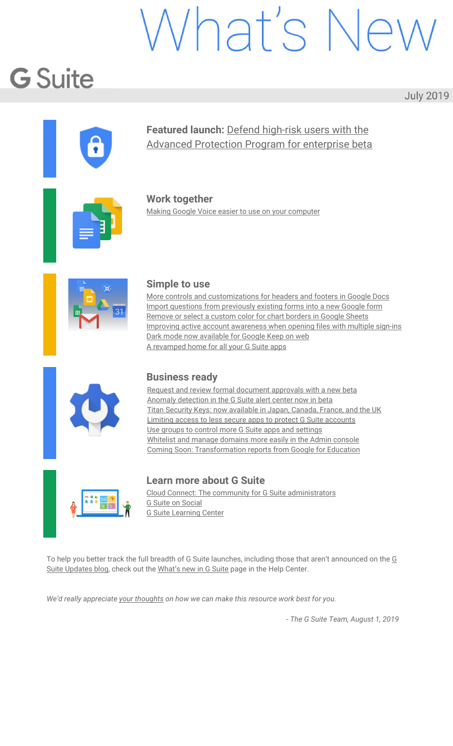# What's New

## G Suite

July 2019

**Featured launch:** Defend high-risk users with the Advanced Protection Program for enterprise beta

### Work together

Making Google Voice easier to use on your computer

### Simple to use

- More controls and customizations for headers and footers in Google Docs
- Import questions from previously existing forms into a new Google form
- Remove or select a custom color for chart borders in Google Sheets
- Improving active account awareness when opening files with multiple sign-ins
- Dark mode now available for Google Keep on web
- A revamped home for all your G Suite apps

### Business ready

- Request and review formal document approvals with a new beta
- Anomaly detection in the G Suite alert center now in beta
- Titan Security Keys: now available in Japan, Canada, France, and the UK
- Limiting access to less secure apps to protect G Suite accounts
- Use groups to control more G Suite apps and settings
- Whitelist and manage domains more easily in the Admin console
- Coming Soon: Transformation reports from Google for Education

### Learn more about G Suite

- Cloud Connect: The community for G Suite administrators
- G Suite on Social
- G Suite Learning Center

To help you better track the full breadth of G Suite launches, including those that aren't announced on the G Suite Updates blog, check out the What's new in G Suite page in the Help Center.

*We'd really appreciate your thoughts on how we can make this resource work best for you.*

*- The G Suite Team, August 1, 2019*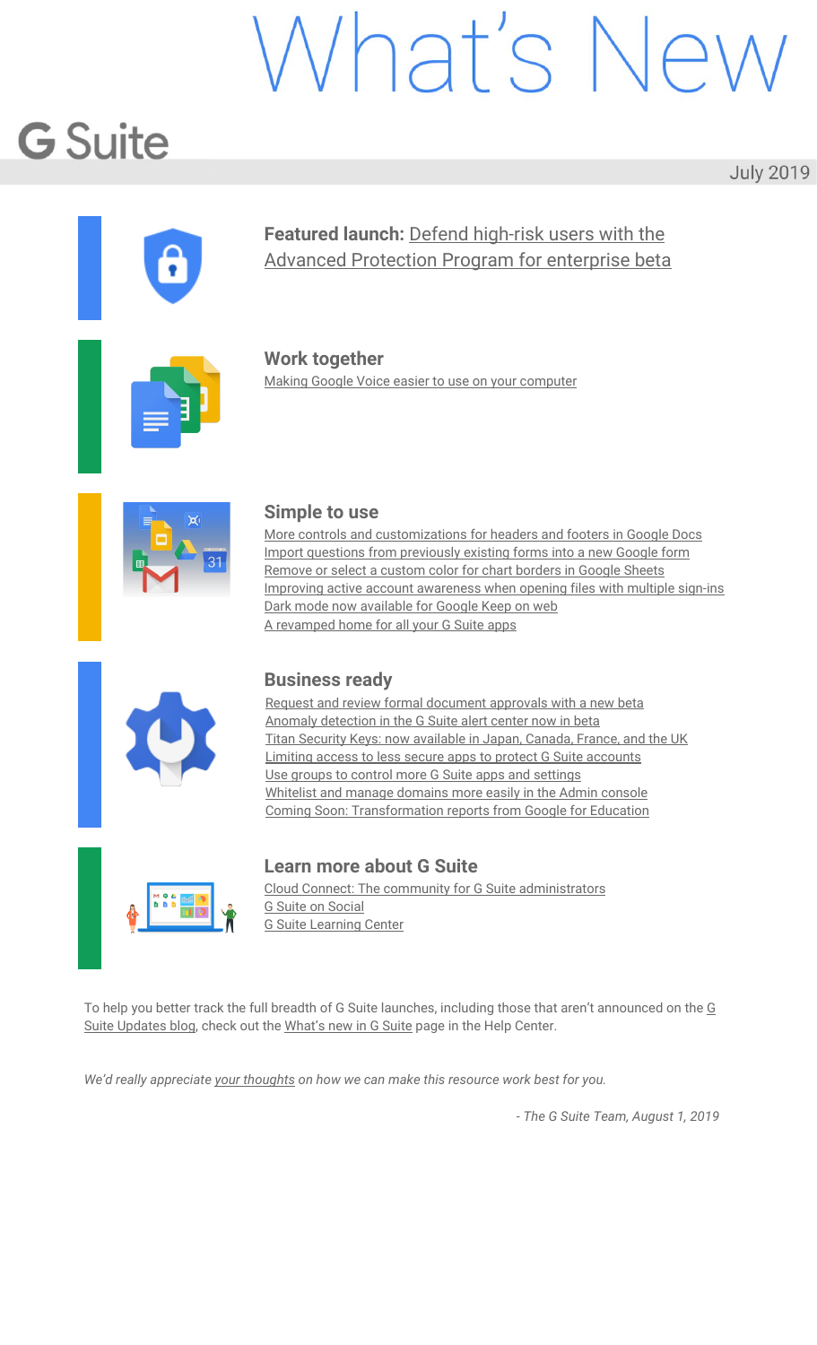# What's New

## G Suite

July 2019

**Featured launch:** Defend high-risk users with the Advanced Protection Program for enterprise beta

### Work together

Making Google Voice easier to use on your computer

### Simple to use

More controls and customizations for headers and footers in Google Docs
Import questions from previously existing forms into a new Google form
Remove or select a custom color for chart borders in Google Sheets
Improving active account awareness when opening files with multiple sign-ins
Dark mode now available for Google Keep on web
A revamped home for all your G Suite apps

### Business ready

Request and review formal document approvals with a new beta
Anomaly detection in the G Suite alert center now in beta
Titan Security Keys: now available in Japan, Canada, France, and the UK
Limiting access to less secure apps to protect G Suite accounts
Use groups to control more G Suite apps and settings
Whitelist and manage domains more easily in the Admin console
Coming Soon: Transformation reports from Google for Education

### Learn more about G Suite

Cloud Connect: The community for G Suite administrators
G Suite on Social
G Suite Learning Center

To help you better track the full breadth of G Suite launches, including those that aren't announced on the G Suite Updates blog, check out the What's new in G Suite page in the Help Center.

*We'd really appreciate your thoughts on how we can make this resource work best for you.*

*- The G Suite Team, August 1, 2019*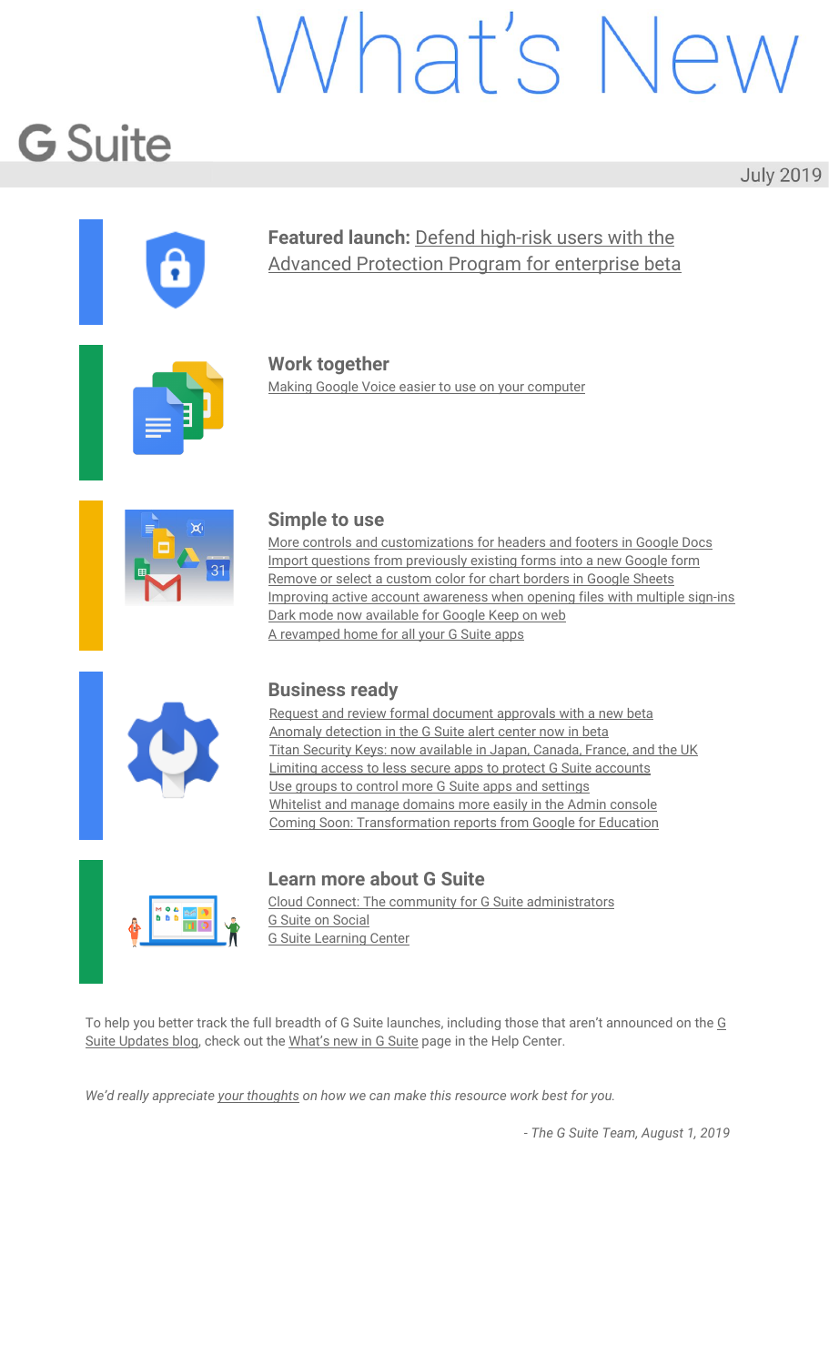# What's New

## G Suite

July 2019

**Featured launch:** Defend high-risk users with the Advanced Protection Program for enterprise beta

### Work together

Making Google Voice easier to use on your computer

### Simple to use

More controls and customizations for headers and footers in Google Docs
Import questions from previously existing forms into a new Google form
Remove or select a custom color for chart borders in Google Sheets
Improving active account awareness when opening files with multiple sign-ins
Dark mode now available for Google Keep on web
A revamped home for all your G Suite apps

### Business ready

Request and review formal document approvals with a new beta
Anomaly detection in the G Suite alert center now in beta
Titan Security Keys: now available in Japan, Canada, France, and the UK
Limiting access to less secure apps to protect G Suite accounts
Use groups to control more G Suite apps and settings
Whitelist and manage domains more easily in the Admin console
Coming Soon: Transformation reports from Google for Education

### Learn more about G Suite

Cloud Connect: The community for G Suite administrators
G Suite on Social
G Suite Learning Center

To help you better track the full breadth of G Suite launches, including those that aren't announced on the G Suite Updates blog, check out the What's new in G Suite page in the Help Center.

*We'd really appreciate your thoughts on how we can make this resource work best for you.*

*- The G Suite Team, August 1, 2019*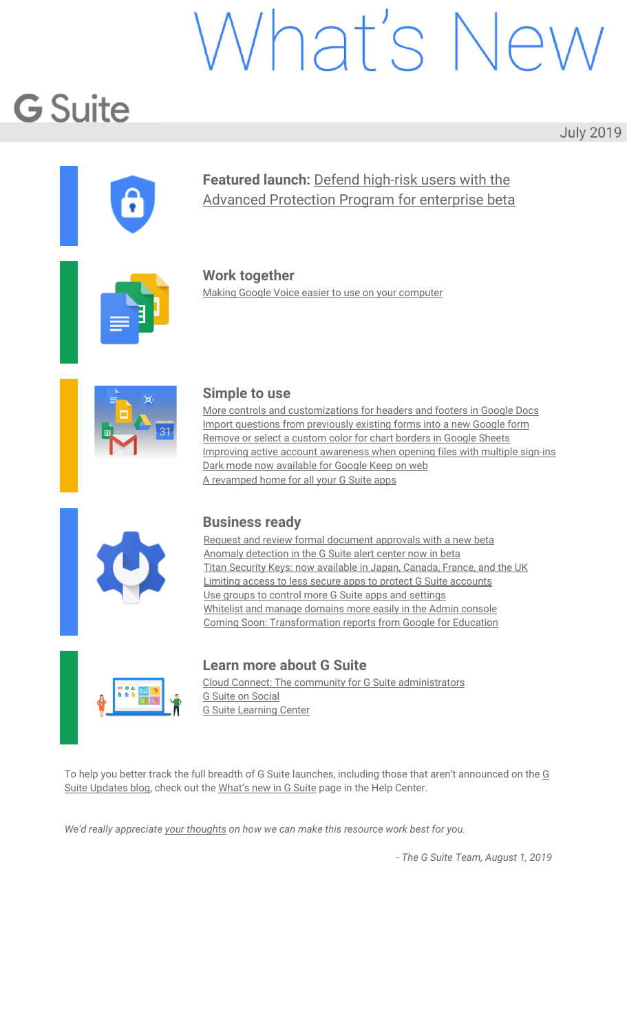# What's New

## G Suite

July 2019

**Featured launch:** Defend high-risk users with the Advanced Protection Program for enterprise beta

### Work together

- Making Google Voice easier to use on your computer

### Simple to use

- More controls and customizations for headers and footers in Google Docs
- Import questions from previously existing forms into a new Google form
- Remove or select a custom color for chart borders in Google Sheets
- Improving active account awareness when opening files with multiple sign-ins
- Dark mode now available for Google Keep on web
- A revamped home for all your G Suite apps

### Business ready

- Request and review formal document approvals with a new beta
- Anomaly detection in the G Suite alert center now in beta
- Titan Security Keys: now available in Japan, Canada, France, and the UK
- Limiting access to less secure apps to protect G Suite accounts
- Use groups to control more G Suite apps and settings
- Whitelist and manage domains more easily in the Admin console
- Coming Soon: Transformation reports from Google for Education

### Learn more about G Suite

- Cloud Connect: The community for G Suite administrators
- G Suite on Social
- G Suite Learning Center

To help you better track the full breadth of G Suite launches, including those that aren't announced on the G Suite Updates blog, check out the What's new in G Suite page in the Help Center.

*We'd really appreciate your thoughts on how we can make this resource work best for you.*

*- The G Suite Team, August 1, 2019*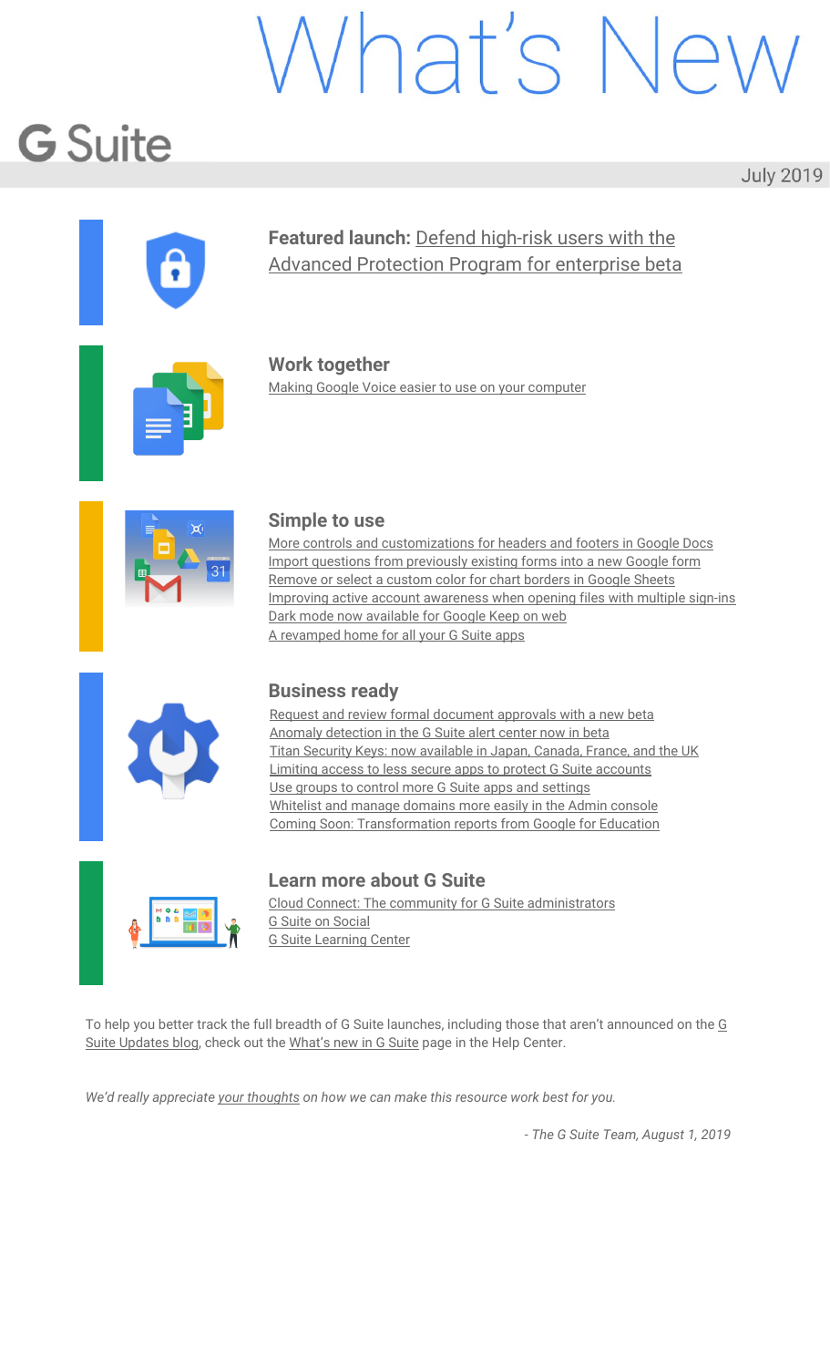# What's New

## G Suite

July 2019

**Featured launch:** Defend high-risk users with the Advanced Protection Program for enterprise beta

### Work together

- Making Google Voice easier to use on your computer

### Simple to use

- More controls and customizations for headers and footers in Google Docs
- Import questions from previously existing forms into a new Google form
- Remove or select a custom color for chart borders in Google Sheets
- Improving active account awareness when opening files with multiple sign-ins
- Dark mode now available for Google Keep on web
- A revamped home for all your G Suite apps

### Business ready

- Request and review formal document approvals with a new beta
- Anomaly detection in the G Suite alert center now in beta
- Titan Security Keys: now available in Japan, Canada, France, and the UK
- Limiting access to less secure apps to protect G Suite accounts
- Use groups to control more G Suite apps and settings
- Whitelist and manage domains more easily in the Admin console
- Coming Soon: Transformation reports from Google for Education

### Learn more about G Suite

- Cloud Connect: The community for G Suite administrators
- G Suite on Social
- G Suite Learning Center

To help you better track the full breadth of G Suite launches, including those that aren't announced on the G Suite Updates blog, check out the What's new in G Suite page in the Help Center.

*We'd really appreciate your thoughts on how we can make this resource work best for you.*

*- The G Suite Team, August 1, 2019*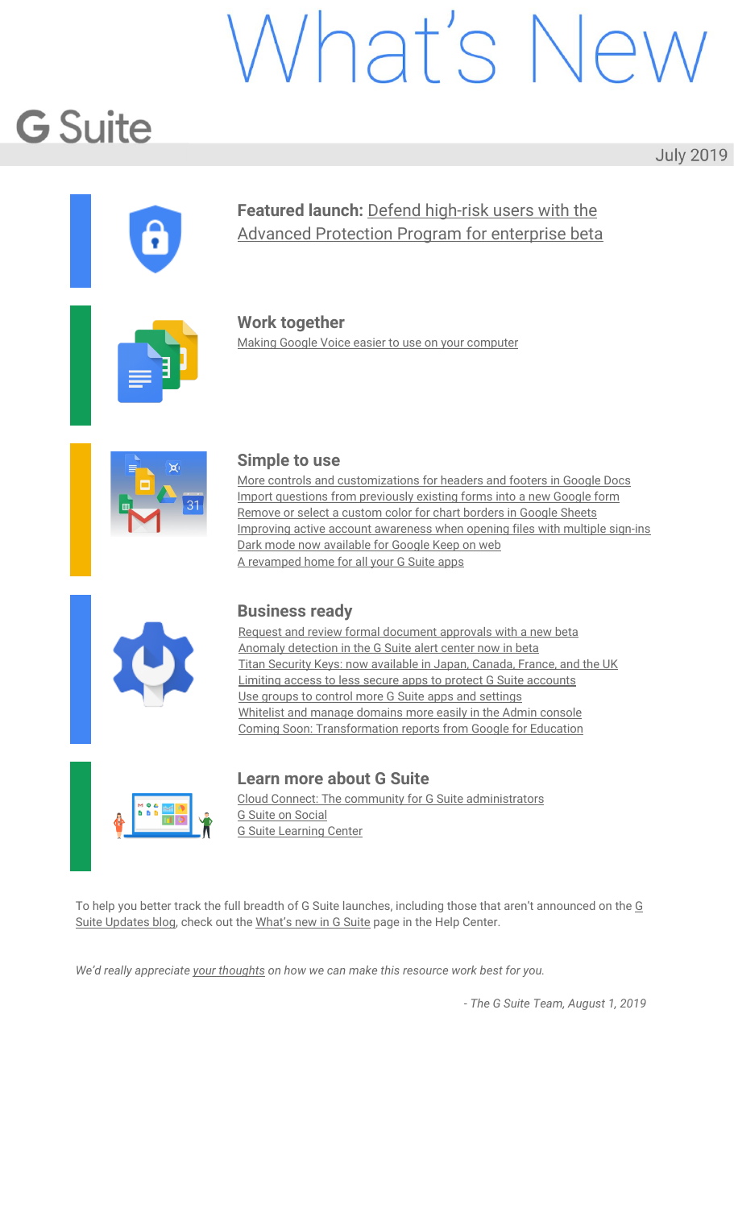# What's New

## G Suite

July 2019

**Featured launch:** Defend high-risk users with the Advanced Protection Program for enterprise beta

### Work together

Making Google Voice easier to use on your computer

### Simple to use

More controls and customizations for headers and footers in Google Docs
Import questions from previously existing forms into a new Google form
Remove or select a custom color for chart borders in Google Sheets
Improving active account awareness when opening files with multiple sign-ins
Dark mode now available for Google Keep on web
A revamped home for all your G Suite apps

### Business ready

Request and review formal document approvals with a new beta
Anomaly detection in the G Suite alert center now in beta
Titan Security Keys: now available in Japan, Canada, France, and the UK
Limiting access to less secure apps to protect G Suite accounts
Use groups to control more G Suite apps and settings
Whitelist and manage domains more easily in the Admin console
Coming Soon: Transformation reports from Google for Education

### Learn more about G Suite

Cloud Connect: The community for G Suite administrators
G Suite on Social
G Suite Learning Center

To help you better track the full breadth of G Suite launches, including those that aren't announced on the G Suite Updates blog, check out the What's new in G Suite page in the Help Center.

*We'd really appreciate your thoughts on how we can make this resource work best for you.*

*- The G Suite Team, August 1, 2019*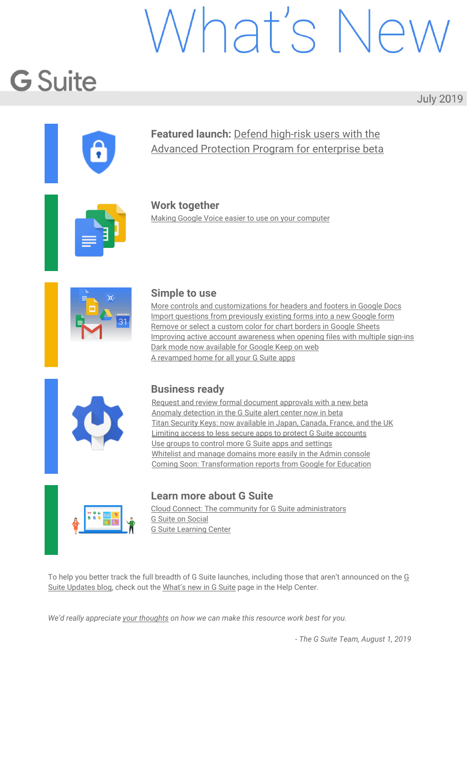# What's New

## G Suite

July 2019

**Featured launch:** Defend high-risk users with the Advanced Protection Program for enterprise beta

### Work together

Making Google Voice easier to use on your computer

### Simple to use

- More controls and customizations for headers and footers in Google Docs
- Import questions from previously existing forms into a new Google form
- Remove or select a custom color for chart borders in Google Sheets
- Improving active account awareness when opening files with multiple sign-ins
- Dark mode now available for Google Keep on web
- A revamped home for all your G Suite apps

### Business ready

- Request and review formal document approvals with a new beta
- Anomaly detection in the G Suite alert center now in beta
- Titan Security Keys: now available in Japan, Canada, France, and the UK
- Limiting access to less secure apps to protect G Suite accounts
- Use groups to control more G Suite apps and settings
- Whitelist and manage domains more easily in the Admin console
- Coming Soon: Transformation reports from Google for Education

### Learn more about G Suite

- Cloud Connect: The community for G Suite administrators
- G Suite on Social
- G Suite Learning Center

To help you better track the full breadth of G Suite launches, including those that aren't announced on the G Suite Updates blog, check out the What's new in G Suite page in the Help Center.

*We'd really appreciate your thoughts on how we can make this resource work best for you.*

*- The G Suite Team, August 1, 2019*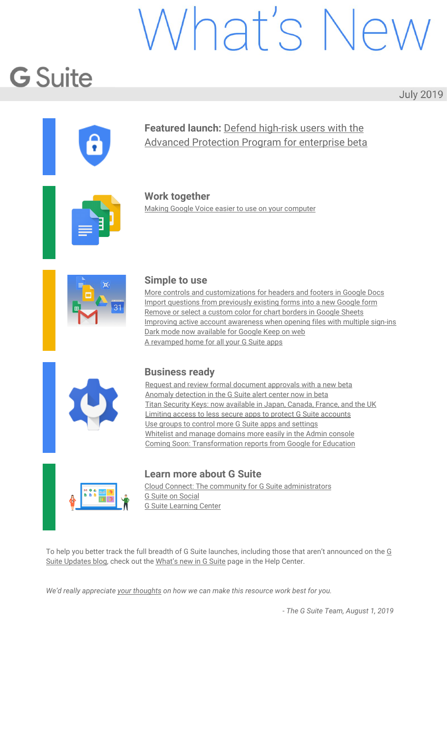# What's New

## G Suite

July 2019

**Featured launch:** Defend high-risk users with the Advanced Protection Program for enterprise beta

### Work together

Making Google Voice easier to use on your computer

### Simple to use

- More controls and customizations for headers and footers in Google Docs
- Import questions from previously existing forms into a new Google form
- Remove or select a custom color for chart borders in Google Sheets
- Improving active account awareness when opening files with multiple sign-ins
- Dark mode now available for Google Keep on web
- A revamped home for all your G Suite apps

### Business ready

- Request and review formal document approvals with a new beta
- Anomaly detection in the G Suite alert center now in beta
- Titan Security Keys: now available in Japan, Canada, France, and the UK
- Limiting access to less secure apps to protect G Suite accounts
- Use groups to control more G Suite apps and settings
- Whitelist and manage domains more easily in the Admin console
- Coming Soon: Transformation reports from Google for Education

### Learn more about G Suite

- Cloud Connect: The community for G Suite administrators
- G Suite on Social
- G Suite Learning Center

To help you better track the full breadth of G Suite launches, including those that aren't announced on the G Suite Updates blog, check out the What's new in G Suite page in the Help Center.

*We'd really appreciate your thoughts on how we can make this resource work best for you.*

*- The G Suite Team, August 1, 2019*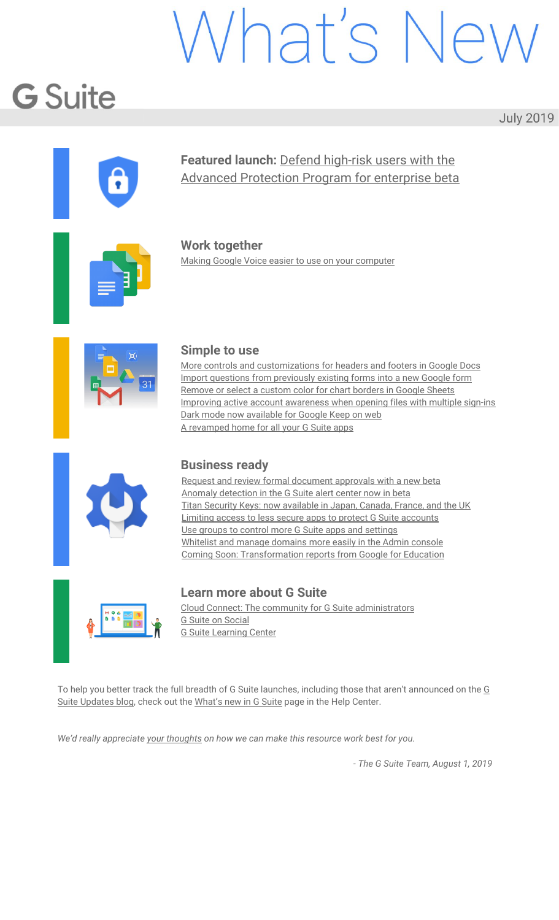# What's New

## G Suite

July 2019

**Featured launch:** Defend high-risk users with the Advanced Protection Program for enterprise beta

### Work together

Making Google Voice easier to use on your computer

### Simple to use

More controls and customizations for headers and footers in Google Docs
Import questions from previously existing forms into a new Google form
Remove or select a custom color for chart borders in Google Sheets
Improving active account awareness when opening files with multiple sign-ins
Dark mode now available for Google Keep on web
A revamped home for all your G Suite apps

### Business ready

Request and review formal document approvals with a new beta
Anomaly detection in the G Suite alert center now in beta
Titan Security Keys: now available in Japan, Canada, France, and the UK
Limiting access to less secure apps to protect G Suite accounts
Use groups to control more G Suite apps and settings
Whitelist and manage domains more easily in the Admin console
Coming Soon: Transformation reports from Google for Education

### Learn more about G Suite

Cloud Connect: The community for G Suite administrators
G Suite on Social
G Suite Learning Center

To help you better track the full breadth of G Suite launches, including those that aren't announced on the G Suite Updates blog, check out the What's new in G Suite page in the Help Center.

*We'd really appreciate your thoughts on how we can make this resource work best for you.*

*- The G Suite Team, August 1, 2019*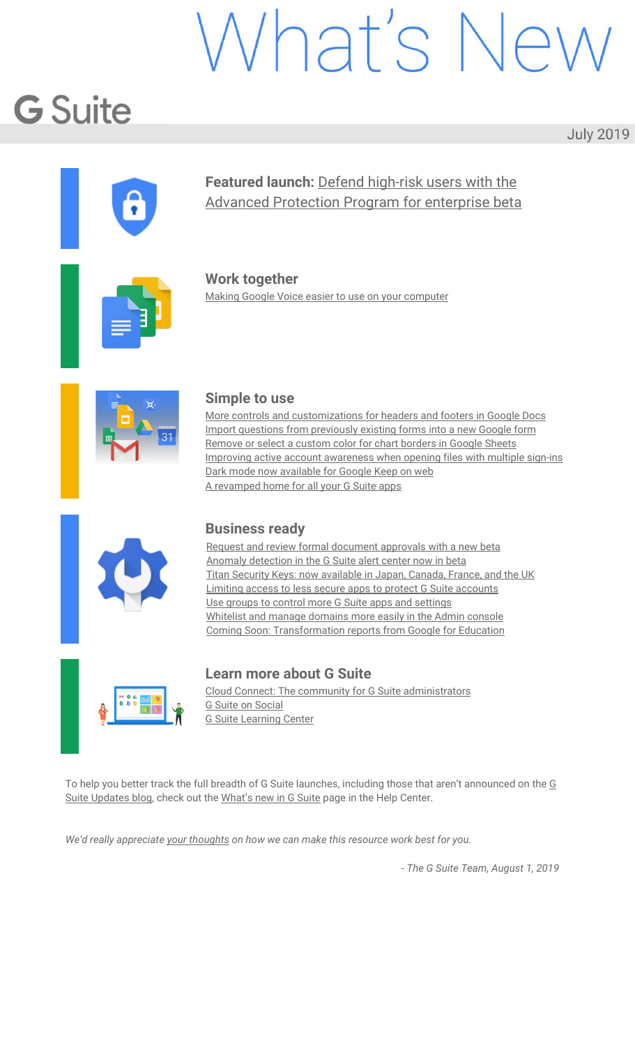# What's New

## G Suite

July 2019

**Featured launch:** Defend high-risk users with the Advanced Protection Program for enterprise beta

### Work together

Making Google Voice easier to use on your computer

### Simple to use

- More controls and customizations for headers and footers in Google Docs
- Import questions from previously existing forms into a new Google form
- Remove or select a custom color for chart borders in Google Sheets
- Improving active account awareness when opening files with multiple sign-ins
- Dark mode now available for Google Keep on web
- A revamped home for all your G Suite apps

### Business ready

- Request and review formal document approvals with a new beta
- Anomaly detection in the G Suite alert center now in beta
- Titan Security Keys: now available in Japan, Canada, France, and the UK
- Limiting access to less secure apps to protect G Suite accounts
- Use groups to control more G Suite apps and settings
- Whitelist and manage domains more easily in the Admin console
- Coming Soon: Transformation reports from Google for Education

### Learn more about G Suite

- Cloud Connect: The community for G Suite administrators
- G Suite on Social
- G Suite Learning Center

To help you better track the full breadth of G Suite launches, including those that aren't announced on the G Suite Updates blog, check out the What's new in G Suite page in the Help Center.

*We'd really appreciate your thoughts on how we can make this resource work best for you.*

*- The G Suite Team, August 1, 2019*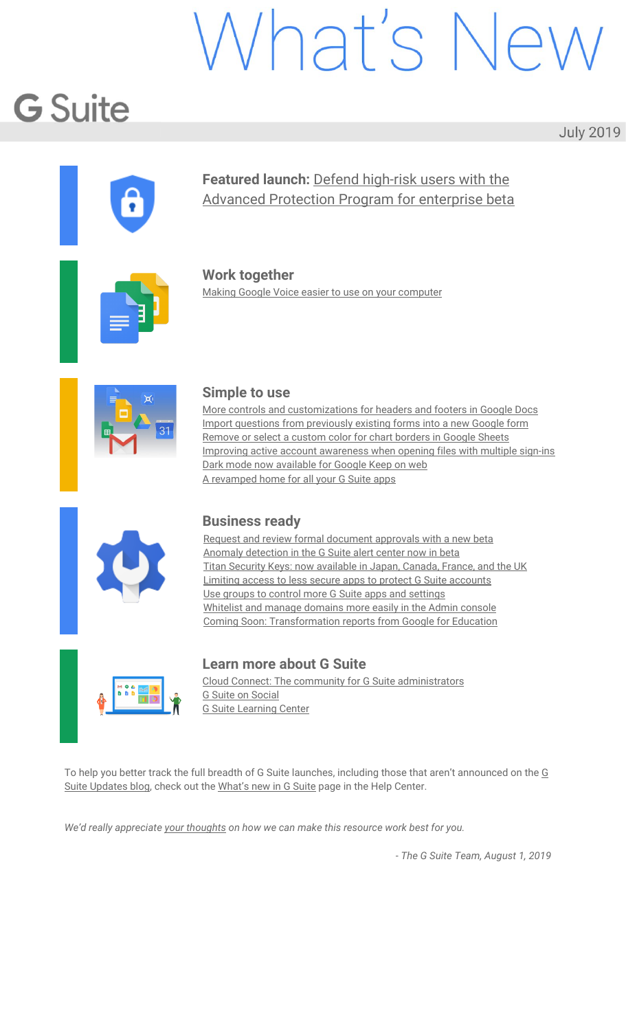# What's New

## G Suite

July 2019

**Featured launch:** Defend high-risk users with the Advanced Protection Program for enterprise beta

### Work together

Making Google Voice easier to use on your computer

### Simple to use

More controls and customizations for headers and footers in Google Docs
Import questions from previously existing forms into a new Google form
Remove or select a custom color for chart borders in Google Sheets
Improving active account awareness when opening files with multiple sign-ins
Dark mode now available for Google Keep on web
A revamped home for all your G Suite apps

### Business ready

Request and review formal document approvals with a new beta
Anomaly detection in the G Suite alert center now in beta
Titan Security Keys: now available in Japan, Canada, France, and the UK
Limiting access to less secure apps to protect G Suite accounts
Use groups to control more G Suite apps and settings
Whitelist and manage domains more easily in the Admin console
Coming Soon: Transformation reports from Google for Education

### Learn more about G Suite

Cloud Connect: The community for G Suite administrators
G Suite on Social
G Suite Learning Center

To help you better track the full breadth of G Suite launches, including those that aren't announced on the G Suite Updates blog, check out the What's new in G Suite page in the Help Center.

*We'd really appreciate your thoughts on how we can make this resource work best for you.*

*- The G Suite Team, August 1, 2019*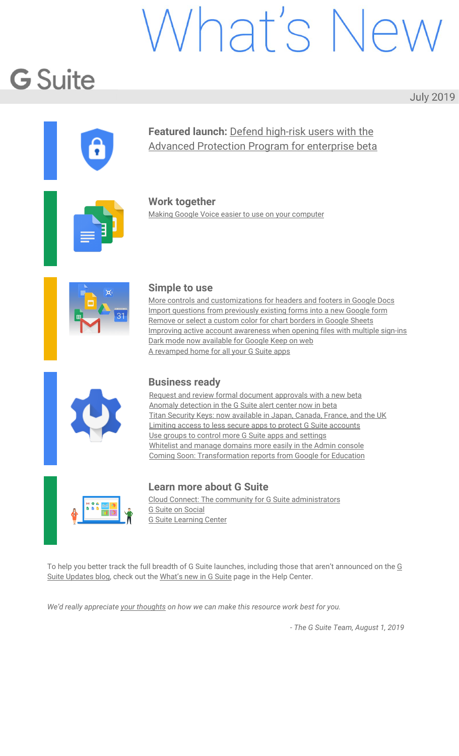# What's New

## G Suite

July 2019

**Featured launch:** Defend high-risk users with the Advanced Protection Program for enterprise beta

### Work together

- Making Google Voice easier to use on your computer

### Simple to use

- More controls and customizations for headers and footers in Google Docs
- Import questions from previously existing forms into a new Google form
- Remove or select a custom color for chart borders in Google Sheets
- Improving active account awareness when opening files with multiple sign-ins
- Dark mode now available for Google Keep on web
- A revamped home for all your G Suite apps

### Business ready

- Request and review formal document approvals with a new beta
- Anomaly detection in the G Suite alert center now in beta
- Titan Security Keys: now available in Japan, Canada, France, and the UK
- Limiting access to less secure apps to protect G Suite accounts
- Use groups to control more G Suite apps and settings
- Whitelist and manage domains more easily in the Admin console
- Coming Soon: Transformation reports from Google for Education

### Learn more about G Suite

- Cloud Connect: The community for G Suite administrators
- G Suite on Social
- G Suite Learning Center

To help you better track the full breadth of G Suite launches, including those that aren't announced on the G Suite Updates blog, check out the What's new in G Suite page in the Help Center.

*We'd really appreciate your thoughts on how we can make this resource work best for you.*

*- The G Suite Team, August 1, 2019*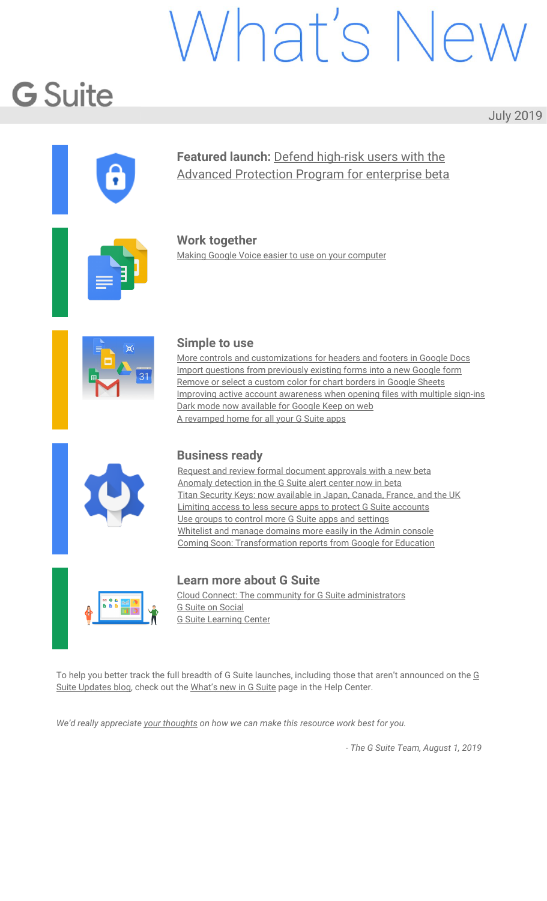# What's New

## G Suite

July 2019

**Featured launch:** Defend high-risk users with the Advanced Protection Program for enterprise beta

### Work together

Making Google Voice easier to use on your computer

### Simple to use

More controls and customizations for headers and footers in Google Docs
Import questions from previously existing forms into a new Google form
Remove or select a custom color for chart borders in Google Sheets
Improving active account awareness when opening files with multiple sign-ins
Dark mode now available for Google Keep on web
A revamped home for all your G Suite apps

### Business ready

Request and review formal document approvals with a new beta
Anomaly detection in the G Suite alert center now in beta
Titan Security Keys: now available in Japan, Canada, France, and the UK
Limiting access to less secure apps to protect G Suite accounts
Use groups to control more G Suite apps and settings
Whitelist and manage domains more easily in the Admin console
Coming Soon: Transformation reports from Google for Education

### Learn more about G Suite

Cloud Connect: The community for G Suite administrators
G Suite on Social
G Suite Learning Center

To help you better track the full breadth of G Suite launches, including those that aren't announced on the G Suite Updates blog, check out the What's new in G Suite page in the Help Center.

*We'd really appreciate your thoughts on how we can make this resource work best for you.*

*- The G Suite Team, August 1, 2019*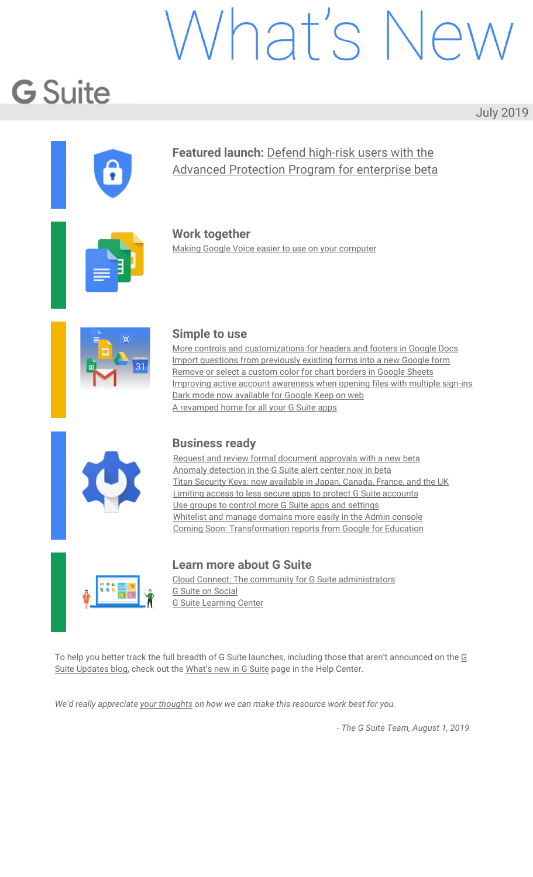# What's New

## G Suite

July 2019

**Featured launch:** Defend high-risk users with the Advanced Protection Program for enterprise beta

### Work together

Making Google Voice easier to use on your computer

### Simple to use

More controls and customizations for headers and footers in Google Docs
Import questions from previously existing forms into a new Google form
Remove or select a custom color for chart borders in Google Sheets
Improving active account awareness when opening files with multiple sign-ins
Dark mode now available for Google Keep on web
A revamped home for all your G Suite apps

### Business ready

Request and review formal document approvals with a new beta
Anomaly detection in the G Suite alert center now in beta
Titan Security Keys: now available in Japan, Canada, France, and the UK
Limiting access to less secure apps to protect G Suite accounts
Use groups to control more G Suite apps and settings
Whitelist and manage domains more easily in the Admin console
Coming Soon: Transformation reports from Google for Education

### Learn more about G Suite

Cloud Connect: The community for G Suite administrators
G Suite on Social
G Suite Learning Center

To help you better track the full breadth of G Suite launches, including those that aren't announced on the G Suite Updates blog, check out the What's new in G Suite page in the Help Center.

*We'd really appreciate your thoughts on how we can make this resource work best for you.*

*- The G Suite Team, August 1, 2019*